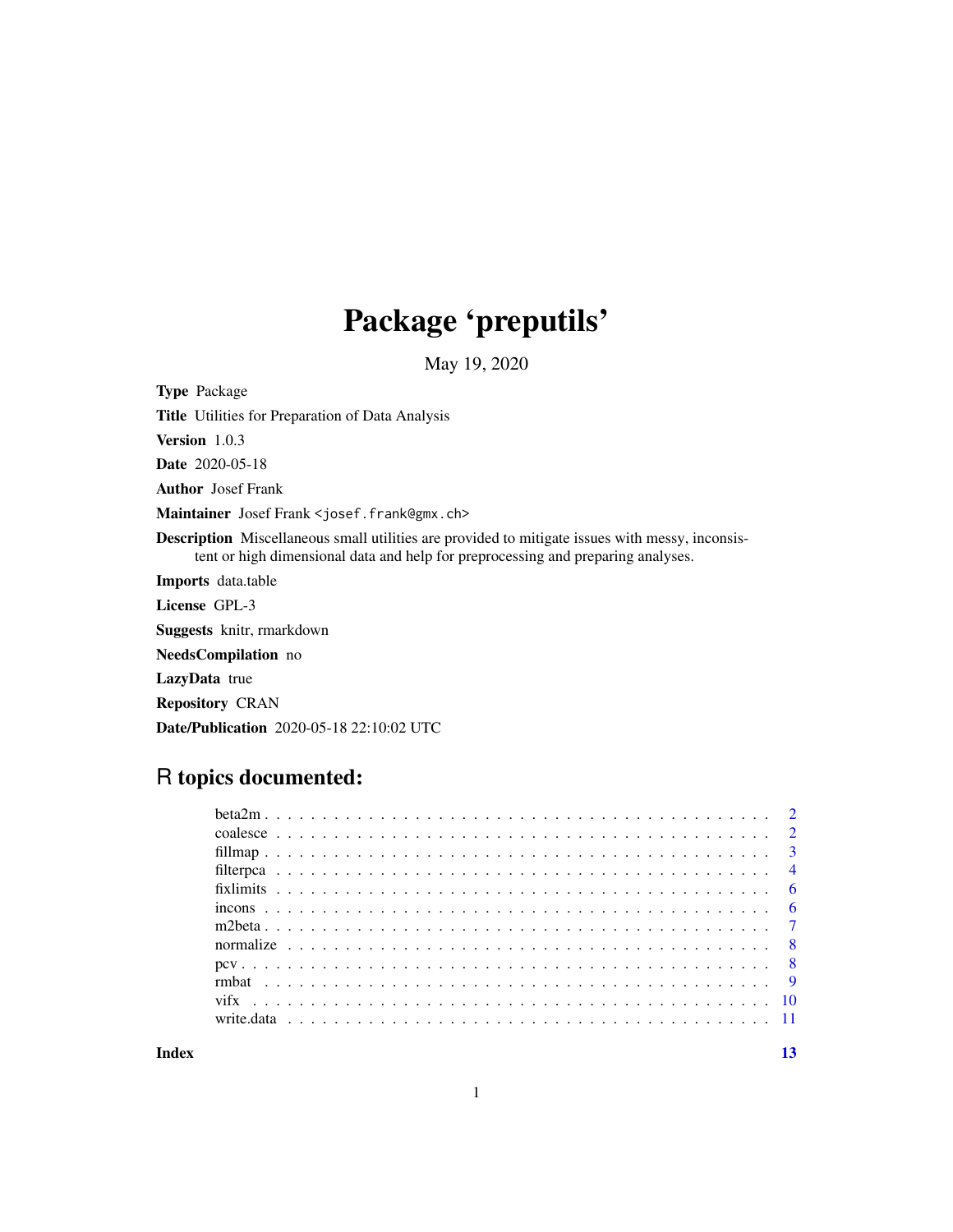# Package 'preputils'

May 19, 2020

**Type** Package

**Title** Utilities for Preparation of Data Analysis

**Version** 1.0.3

**Date** 2020-05-18

**Author** Josef Frank

**Maintainer** Josef Frank <josef.frank@gmx.ch>

**Description** Miscellaneous small utilities are provided to mitigate issues with messy, inconsistent or high dimensional data and help for preprocessing and preparing analyses.

**Imports** data.table

**License** GPL-3

**Suggests** knitr, rmarkdown

**NeedsCompilation** no

**LazyData** true

**Repository** CRAN

**Date/Publication** 2020-05-18 22:10:02 UTC

## R topics documented:

| | |
|---|---|
| beta2m | 2 |
| coalesce | 2 |
| fillmap | 3 |
| filterpca | 4 |
| fixlimits | 6 |
| incons | 6 |
| m2beta | 7 |
| normalize | 8 |
| pcv | 8 |
| rmbat | 9 |
| vifx | 10 |
| write.data | 11 |
| **Index** | **13** |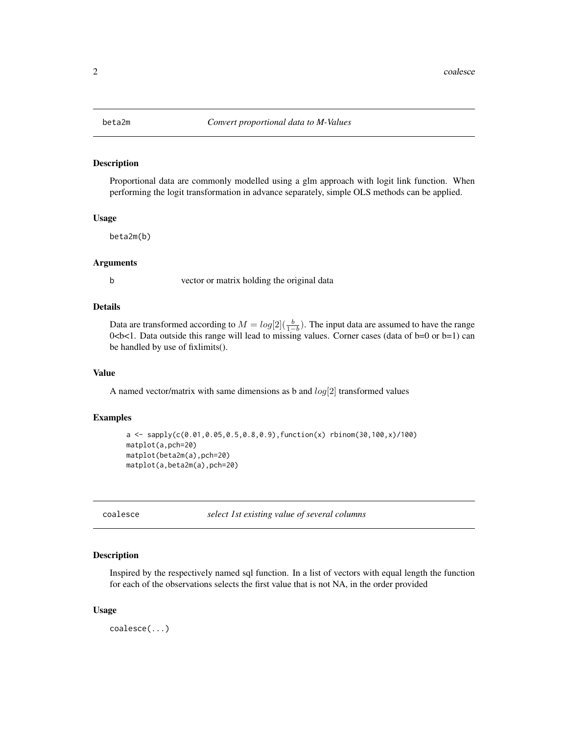## beta2m — *Convert proportional data to M-Values*

### Description

Proportional data are commonly modelled using a glm approach with logit link function. When performing the logit transformation in advance separately, simple OLS methods can be applied.

### Usage

```
beta2m(b)
```

### Arguments

b    vector or matrix holding the original data

### Details

Data are transformed according to $M = log[2](\frac{b}{1-b})$. The input data are assumed to have the range 0<b<1. Data outside this range will lead to missing values. Corner cases (data of b=0 or b=1) can be handled by use of fixlimits().

### Value

A named vector/matrix with same dimensions as b and $log[2]$ transformed values

### Examples

```
a <- sapply(c(0.01,0.05,0.5,0.8,0.9),function(x) rbinom(30,100,x)/100)
matplot(a,pch=20)
matplot(beta2m(a),pch=20)
matplot(a,beta2m(a),pch=20)
```

## coalesce — *select 1st existing value of several columns*

### Description

Inspired by the respectively named sql function. In a list of vectors with equal length the function for each of the observations selects the first value that is not NA, in the order provided

### Usage

```
coalesce(...)
```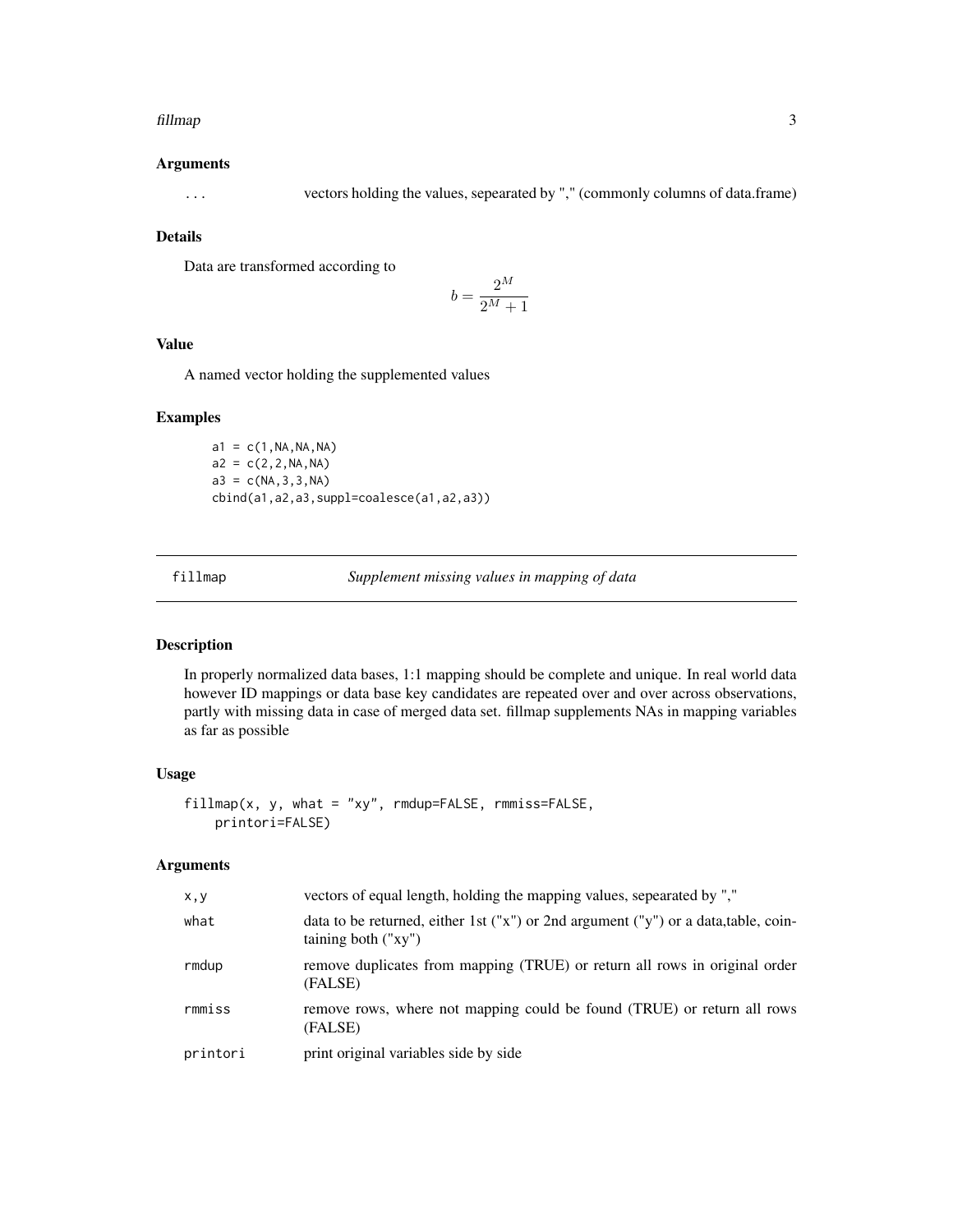### Arguments

| | |
|---|---|
| `...` | vectors holding the values, sepearated by "," (commonly columns of data.frame) |

### Details

Data are transformed according to

$$b = \frac{2^M}{2^M + 1}$$

### Value

A named vector holding the supplemented values

### Examples

```
a1 = c(1,NA,NA,NA)
a2 = c(2,2,NA,NA)
a3 = c(NA,3,3,NA)
cbind(a1,a2,a3,suppl=coalesce(a1,a2,a3))
```

---

## fillmap — *Supplement missing values in mapping of data*

---

### Description

In properly normalized data bases, 1:1 mapping should be complete and unique. In real world data however ID mappings or data base key candidates are repeated over and over across observations, partly with missing data in case of merged data set. fillmap supplements NAs in mapping variables as far as possible

### Usage

```
fillmap(x, y, what = "xy", rmdup=FALSE, rmmiss=FALSE,
    printori=FALSE)
```

### Arguments

| | |
|---|---|
| `x,y` | vectors of equal length, holding the mapping values, sepearated by "," |
| `what` | data to be returned, either 1st ("x") or 2nd argument ("y") or a data,table, cointaining both ("xy") |
| `rmdup` | remove duplicates from mapping (TRUE) or return all rows in original order (FALSE) |
| `rmmiss` | remove rows, where not mapping could be found (TRUE) or return all rows (FALSE) |
| `printori` | print original variables side by side |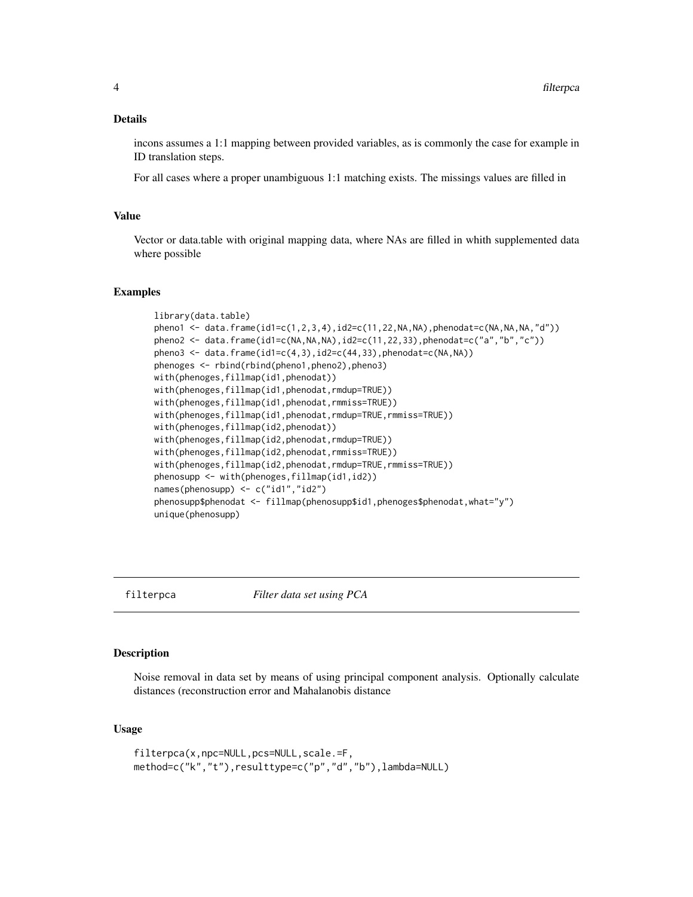### Details

incons assumes a 1:1 mapping between provided variables, as is commonly the case for example in ID translation steps.

For all cases where a proper unambiguous 1:1 matching exists. The missings values are filled in

### Value

Vector or data.table with original mapping data, where NAs are filled in whith supplemented data where possible

### Examples

```
library(data.table)
pheno1 <- data.frame(id1=c(1,2,3,4),id2=c(11,22,NA,NA),phenodat=c(NA,NA,NA,"d"))
pheno2 <- data.frame(id1=c(NA,NA,NA),id2=c(11,22,33),phenodat=c("a","b","c"))
pheno3 <- data.frame(id1=c(4,3),id2=c(44,33),phenodat=c(NA,NA))
phenoges <- rbind(rbind(pheno1,pheno2),pheno3)
with(phenoges,fillmap(id1,phenodat))
with(phenoges,fillmap(id1,phenodat,rmdup=TRUE))
with(phenoges,fillmap(id1,phenodat,rmmiss=TRUE))
with(phenoges,fillmap(id1,phenodat,rmdup=TRUE,rmmiss=TRUE))
with(phenoges,fillmap(id2,phenodat))
with(phenoges,fillmap(id2,phenodat,rmdup=TRUE))
with(phenoges,fillmap(id2,phenodat,rmmiss=TRUE))
with(phenoges,fillmap(id2,phenodat,rmdup=TRUE,rmmiss=TRUE))
phenosupp <- with(phenoges,fillmap(id1,id2))
names(phenosupp) <- c("id1","id2")
phenosupp$phenodat <- fillmap(phenosupp$id1,phenoges$phenodat,what="y")
unique(phenosupp)
```

---

## filterpca *Filter data set using PCA*

### Description

Noise removal in data set by means of using principal component analysis. Optionally calculate distances (reconstruction error and Mahalanobis distance

### Usage

```
filterpca(x,npc=NULL,pcs=NULL,scale.=F,
method=c("k","t"),resulttype=c("p","d","b"),lambda=NULL)
```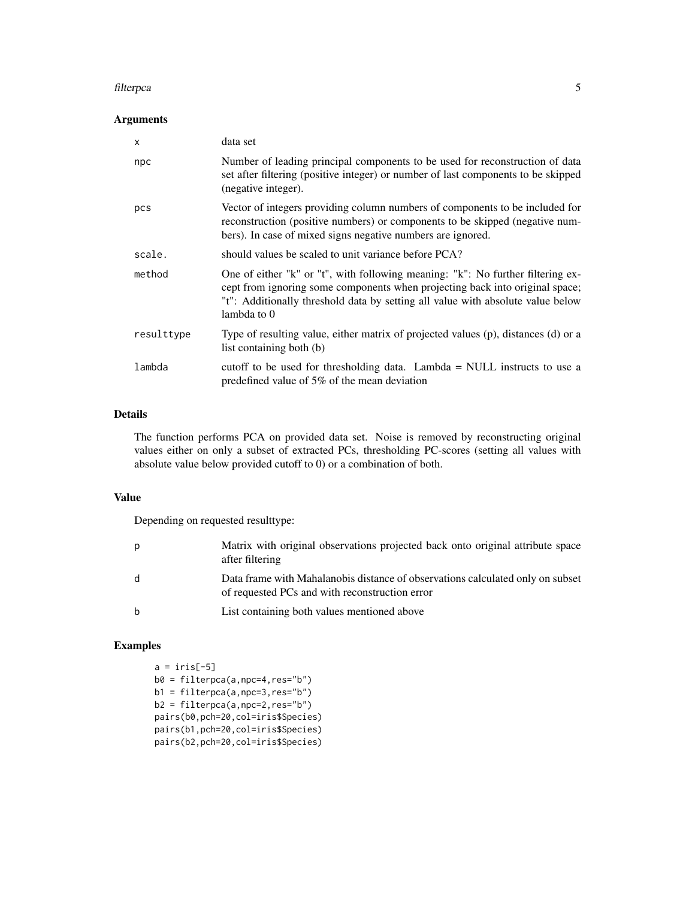### Arguments

| | |
|---|---|
| x | data set |
| npc | Number of leading principal components to be used for reconstruction of data set after filtering (positive integer) or number of last components to be skipped (negative integer). |
| pcs | Vector of integers providing column numbers of components to be included for reconstruction (positive numbers) or components to be skipped (negative numbers). In case of mixed signs negative numbers are ignored. |
| scale. | should values be scaled to unit variance before PCA? |
| method | One of either "k" or "t", with following meaning: "k": No further filtering except from ignoring some components when projecting back into original space; "t": Additionally threshold data by setting all value with absolute value below lambda to 0 |
| resulttype | Type of resulting value, either matrix of projected values (p), distances (d) or a list containing both (b) |
| lambda | cutoff to be used for thresholding data. Lambda = NULL instructs to use a predefined value of 5% of the mean deviation |

### Details

The function performs PCA on provided data set. Noise is removed by reconstructing original values either on only a subset of extracted PCs, thresholding PC-scores (setting all values with absolute value below provided cutoff to 0) or a combination of both.

### Value

Depending on requested resulttype:

| | |
|---|---|
| p | Matrix with original observations projected back onto original attribute space after filtering |
| d | Data frame with Mahalanobis distance of observations calculated only on subset of requested PCs and with reconstruction error |
| b | List containing both values mentioned above |

### Examples

```
a = iris[-5]
b0 = filterpca(a,npc=4,res="b")
b1 = filterpca(a,npc=3,res="b")
b2 = filterpca(a,npc=2,res="b")
pairs(b0,pch=20,col=iris$Species)
pairs(b1,pch=20,col=iris$Species)
pairs(b2,pch=20,col=iris$Species)
```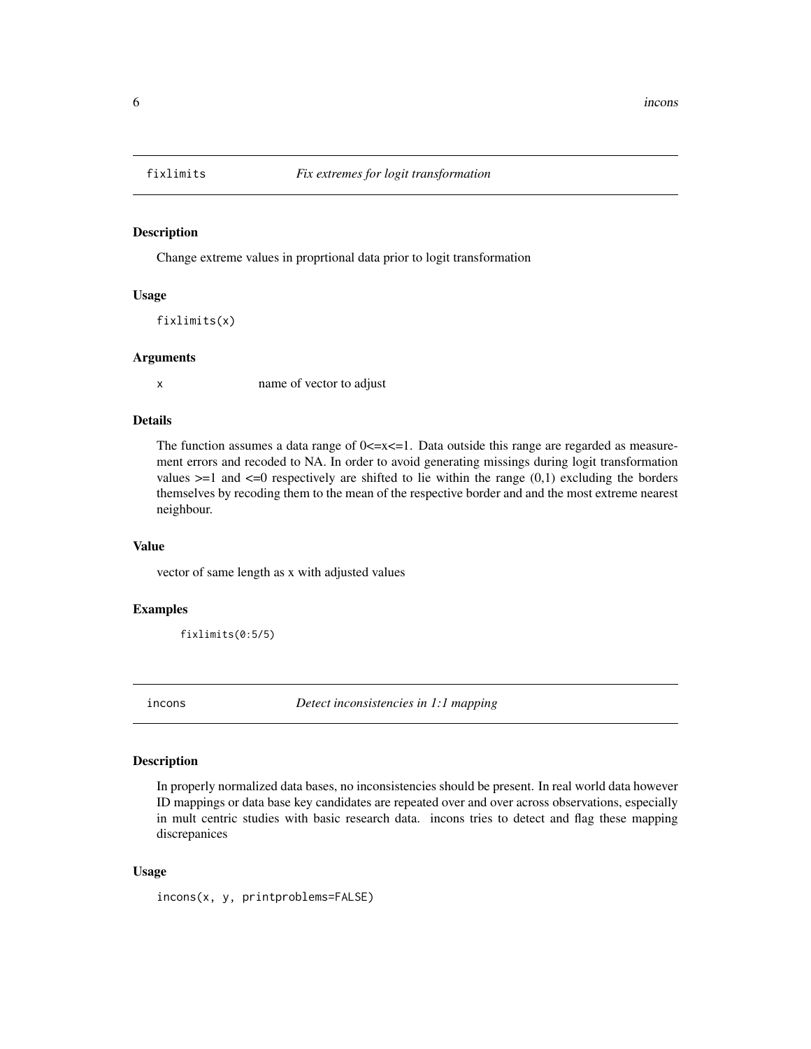## fixlimits *Fix extremes for logit transformation*

### Description

Change extreme values in proprtional data prior to logit transformation

### Usage

```
fixlimits(x)
```

### Arguments

| | |
|---|---|
| x | name of vector to adjust |

### Details

The function assumes a data range of 0<=x<=1. Data outside this range are regarded as measurement errors and recoded to NA. In order to avoid generating missings during logit transformation values >=1 and <=0 respectively are shifted to lie within the range (0,1) excluding the borders themselves by recoding them to the mean of the respective border and and the most extreme nearest neighbour.

### Value

vector of same length as x with adjusted values

### Examples

```
fixlimits(0:5/5)
```

## incons *Detect inconsistencies in 1:1 mapping*

### Description

In properly normalized data bases, no inconsistencies should be present. In real world data however ID mappings or data base key candidates are repeated over and over across observations, especially in mult centric studies with basic research data. incons tries to detect and flag these mapping discrepanices

### Usage

```
incons(x, y, printproblems=FALSE)
```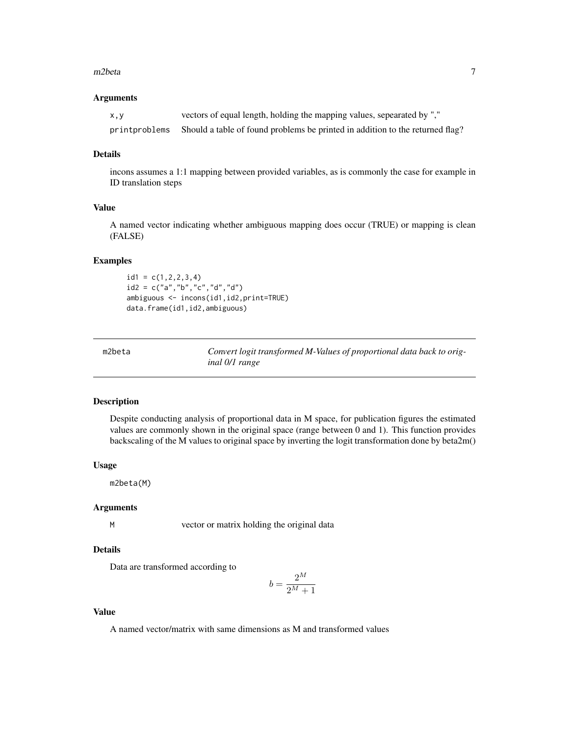### Arguments

| | |
|---|---|
| `x,y` | vectors of equal length, holding the mapping values, sepearated by "," |
| `printproblems` | Should a table of found problems be printed in addition to the returned flag? |

### Details

incons assumes a 1:1 mapping between provided variables, as is commonly the case for example in ID translation steps

### Value

A named vector indicating whether ambiguous mapping does occur (TRUE) or mapping is clean (FALSE)

### Examples

```
id1 = c(1,2,2,3,4)
id2 = c("a","b","c","d","d")
ambiguous <- incons(id1,id2,print=TRUE)
data.frame(id1,id2,ambiguous)
```

---

## m2beta — *Convert logit transformed M-Values of proportional data back to original 0/1 range*

---

### Description

Despite conducting analysis of proportional data in M space, for publication figures the estimated values are commonly shown in the original space (range between 0 and 1). This function provides backscaling of the M values to original space by inverting the logit transformation done by beta2m()

### Usage

```
m2beta(M)
```

### Arguments

| | |
|---|---|
| `M` | vector or matrix holding the original data |

### Details

Data are transformed according to

$$b = \frac{2^M}{2^M + 1}$$

### Value

A named vector/matrix with same dimensions as M and transformed values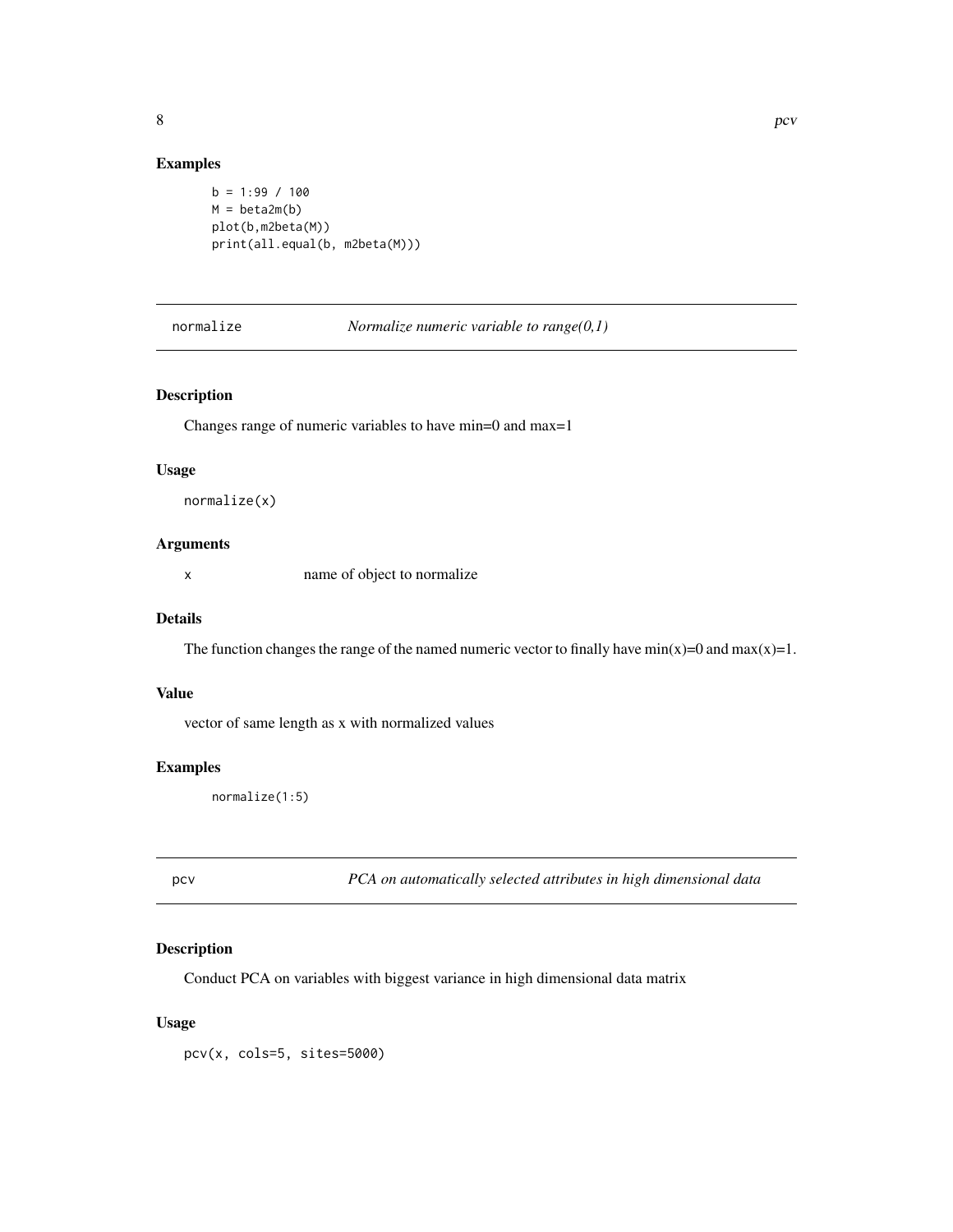## Examples

```
b = 1:99 / 100
M = beta2m(b)
plot(b,m2beta(M))
print(all.equal(b, m2beta(M)))
```

---

## normalize *Normalize numeric variable to range(0,1)*

---

### Description

Changes range of numeric variables to have min=0 and max=1

### Usage

```
normalize(x)
```

### Arguments

| | |
|---|---|
| x | name of object to normalize |

### Details

The function changes the range of the named numeric vector to finally have min(x)=0 and max(x)=1.

### Value

vector of same length as x with normalized values

### Examples

```
normalize(1:5)
```

---

## pcv *PCA on automatically selected attributes in high dimensional data*

---

### Description

Conduct PCA on variables with biggest variance in high dimensional data matrix

### Usage

```
pcv(x, cols=5, sites=5000)
```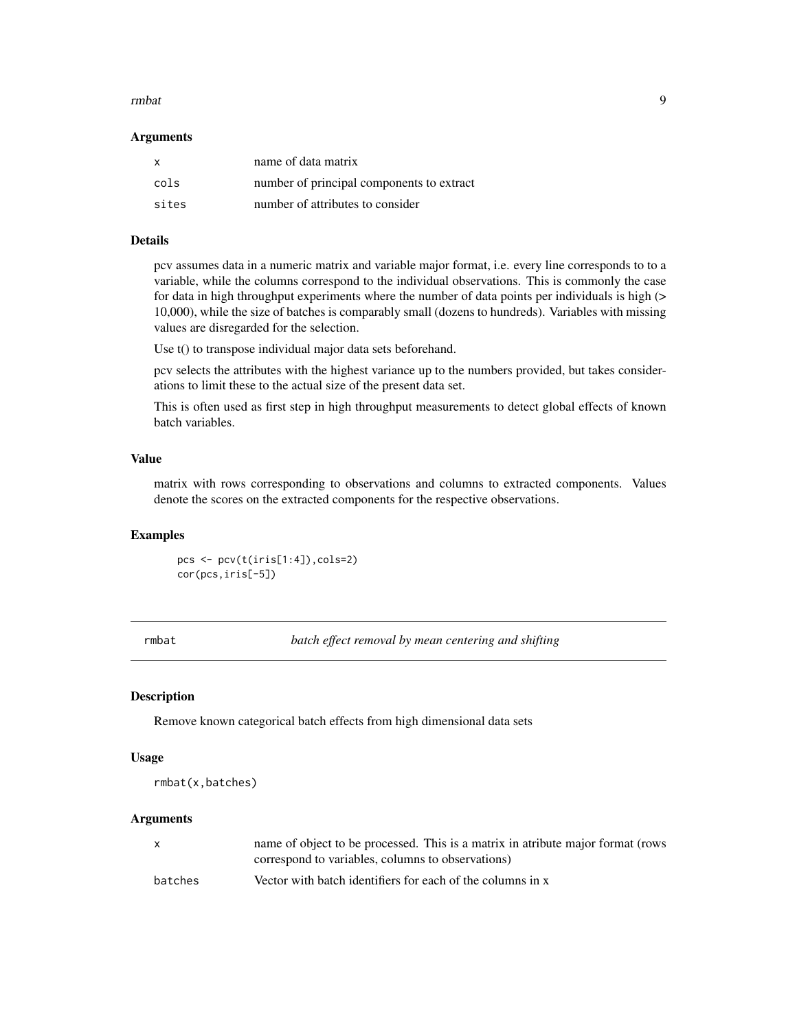### Arguments

| | |
|---|---|
| x | name of data matrix |
| cols | number of principal components to extract |
| sites | number of attributes to consider |

### Details

pcv assumes data in a numeric matrix and variable major format, i.e. every line corresponds to to a variable, while the columns correspond to the individual observations. This is commonly the case for data in high throughput experiments where the number of data points per individuals is high (> 10,000), while the size of batches is comparably small (dozens to hundreds). Variables with missing values are disregarded for the selection.

Use t() to transpose individual major data sets beforehand.

pcv selects the attributes with the highest variance up to the numbers provided, but takes considerations to limit these to the actual size of the present data set.

This is often used as first step in high throughput measurements to detect global effects of known batch variables.

### Value

matrix with rows corresponding to observations and columns to extracted components. Values denote the scores on the extracted components for the respective observations.

### Examples

```
pcs <- pcv(t(iris[1:4]),cols=2)
cor(pcs,iris[-5])
```

---

## rmbat — *batch effect removal by mean centering and shifting*

### Description

Remove known categorical batch effects from high dimensional data sets

### Usage

```
rmbat(x,batches)
```

### Arguments

| | |
|---|---|
| x | name of object to be processed. This is a matrix in atribute major format (rows correspond to variables, columns to observations) |
| batches | Vector with batch identifiers for each of the columns in x |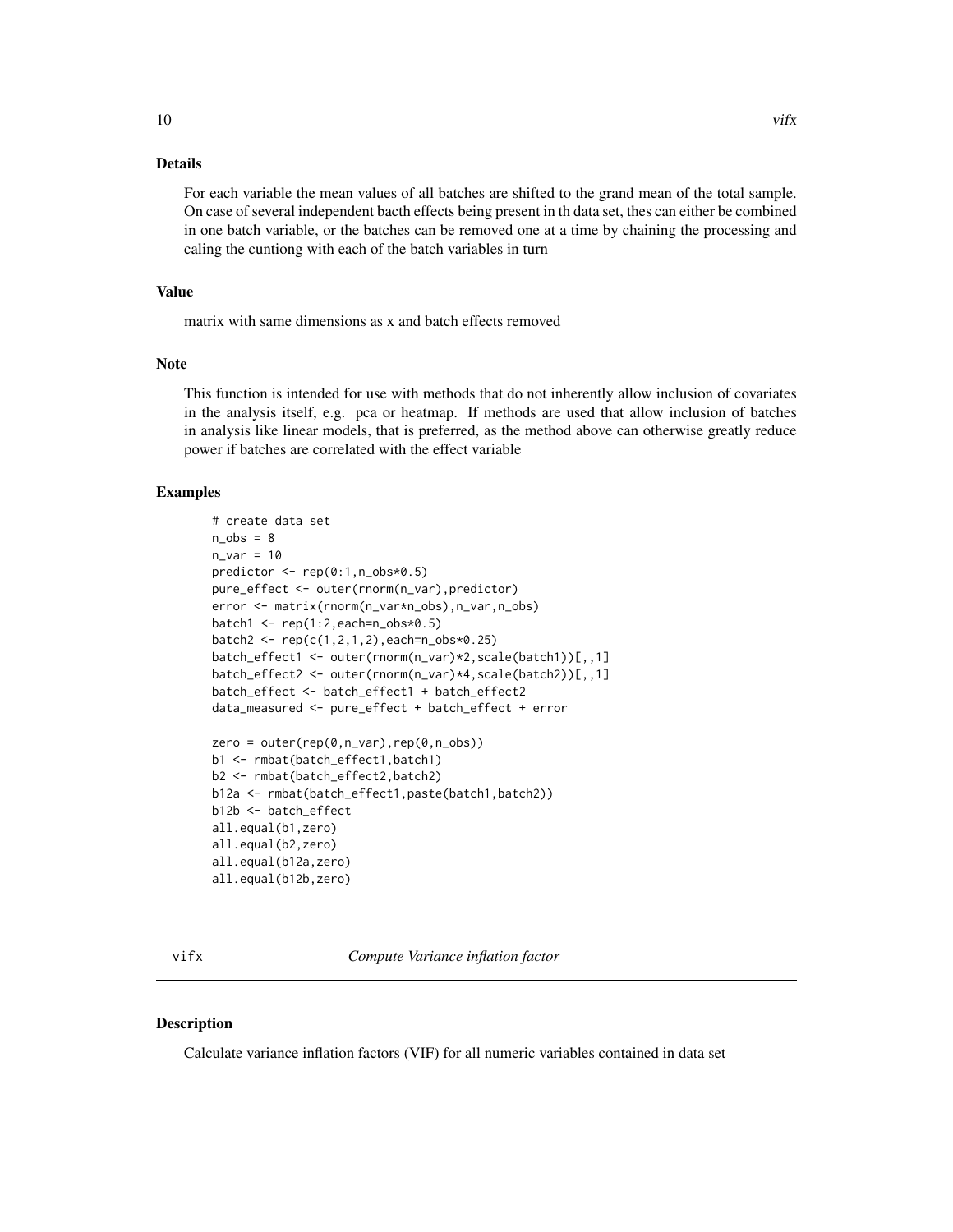## Details

For each variable the mean values of all batches are shifted to the grand mean of the total sample. On case of several independent bacth effects being present in th data set, thes can either be combined in one batch variable, or the batches can be removed one at a time by chaining the processing and caling the cuntiong with each of the batch variables in turn

## Value

matrix with same dimensions as x and batch effects removed

## Note

This function is intended for use with methods that do not inherently allow inclusion of covariates in the analysis itself, e.g. pca or heatmap. If methods are used that allow inclusion of batches in analysis like linear models, that is preferred, as the method above can otherwise greatly reduce power if batches are correlated with the effect variable

## Examples

```
# create data set
n_obs = 8
n_var = 10
predictor <- rep(0:1,n_obs*0.5)
pure_effect <- outer(rnorm(n_var),predictor)
error <- matrix(rnorm(n_var*n_obs),n_var,n_obs)
batch1 <- rep(1:2,each=n_obs*0.5)
batch2 <- rep(c(1,2,1,2),each=n_obs*0.25)
batch_effect1 <- outer(rnorm(n_var)*2,scale(batch1))[,,1]
batch_effect2 <- outer(rnorm(n_var)*4,scale(batch2))[,,1]
batch_effect <- batch_effect1 + batch_effect2
data_measured <- pure_effect + batch_effect + error

zero = outer(rep(0,n_var),rep(0,n_obs))
b1 <- rmbat(batch_effect1,batch1)
b2 <- rmbat(batch_effect2,batch2)
b12a <- rmbat(batch_effect1,paste(batch1,batch2))
b12b <- batch_effect
all.equal(b1,zero)
all.equal(b2,zero)
all.equal(b12a,zero)
all.equal(b12b,zero)
```

---

# vifx — *Compute Variance inflation factor*

## Description

Calculate variance inflation factors (VIF) for all numeric variables contained in data set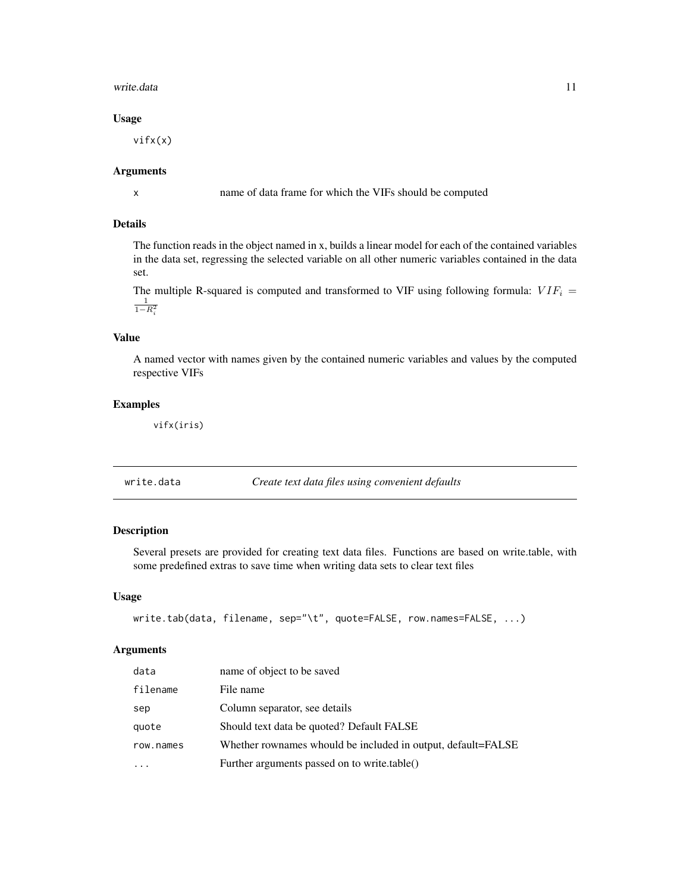### Usage

```
vifx(x)
```

### Arguments

| | |
|---|---|
| x | name of data frame for which the VIFs should be computed |

### Details

The function reads in the object named in x, builds a linear model for each of the contained variables in the data set, regressing the selected variable on all other numeric variables contained in the data set.

The multiple R-squared is computed and transformed to VIF using following formula: $VIF_i = \frac{1}{1-R_i^2}$

### Value

A named vector with names given by the contained numeric variables and values by the computed respective VIFs

### Examples

```
vifx(iris)
```

---

## write.data — *Create text data files using convenient defaults*

---

### Description

Several presets are provided for creating text data files. Functions are based on write.table, with some predefined extras to save time when writing data sets to clear text files

### Usage

```
write.tab(data, filename, sep="\t", quote=FALSE, row.names=FALSE, ...)
```

### Arguments

| | |
|---|---|
| data | name of object to be saved |
| filename | File name |
| sep | Column separator, see details |
| quote | Should text data be quoted? Default FALSE |
| row.names | Whether rownames whould be included in output, default=FALSE |
| ... | Further arguments passed on to write.table() |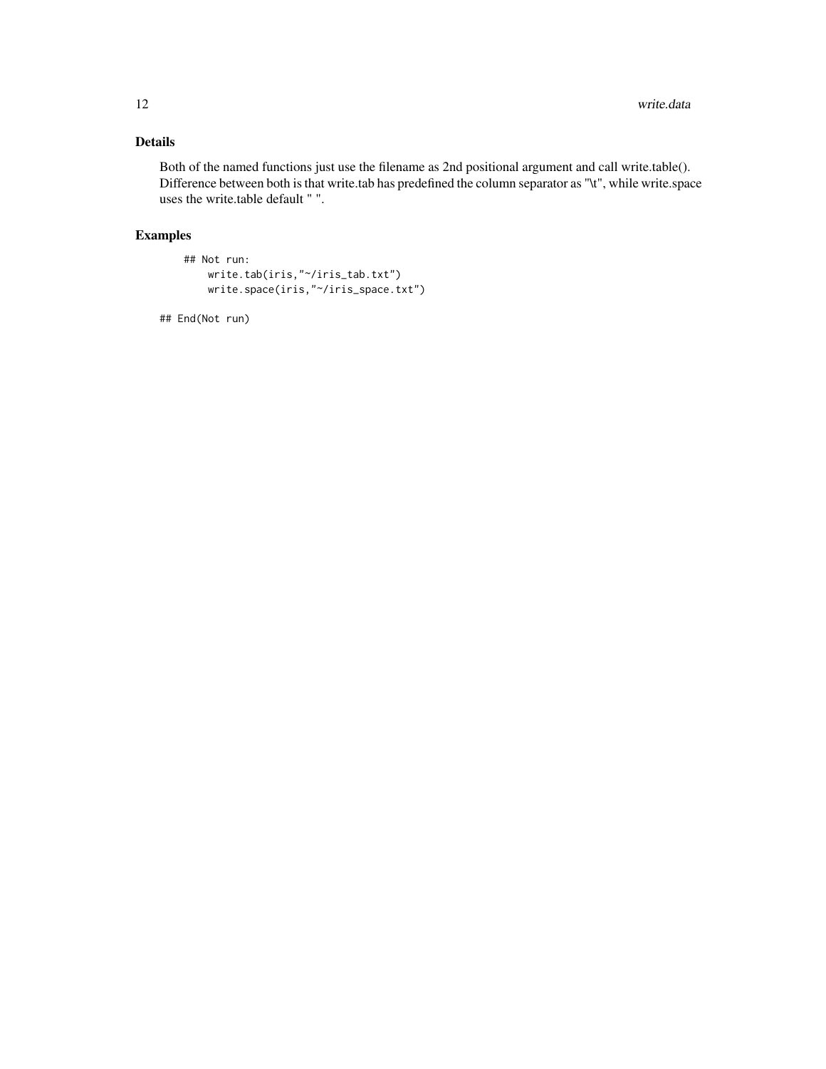## Details

Both of the named functions just use the filename as 2nd positional argument and call write.table(). Difference between both is that write.tab has predefined the column separator as "\t", while write.space uses the write.table default " ".

## Examples

```
    ## Not run:
        write.tab(iris,"~/iris_tab.txt")
        write.space(iris,"~/iris_space.txt")

## End(Not run)
```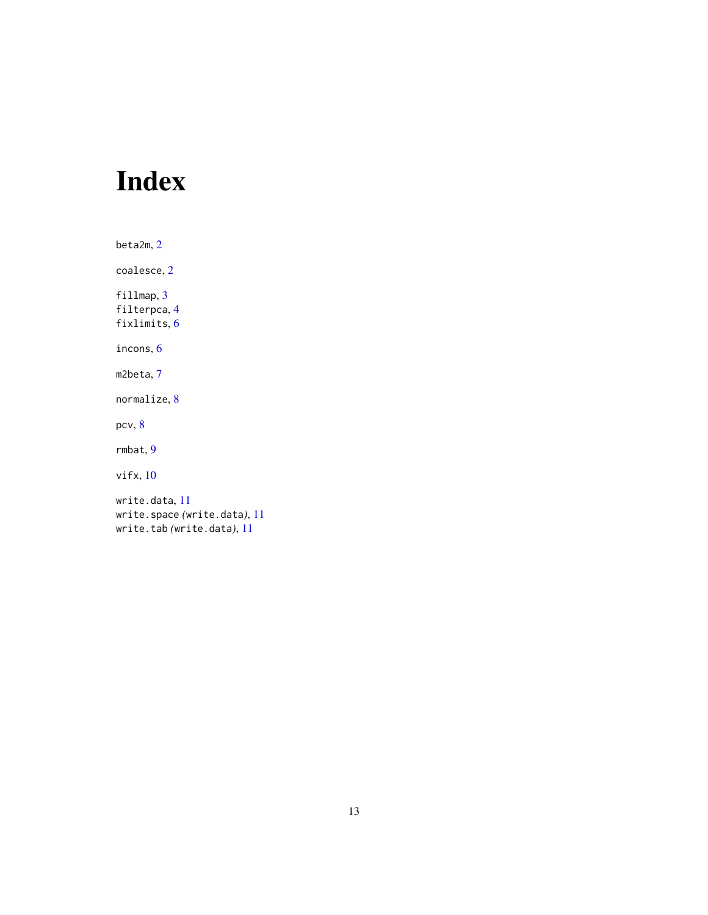# Index

beta2m, 2

coalesce, 2

fillmap, 3
filterpca, 4
fixlimits, 6

incons, 6

m2beta, 7

normalize, 8

pcv, 8

rmbat, 9

vifx, 10

write.data, 11
write.space *(*write.data*)*, 11
write.tab *(*write.data*)*, 11